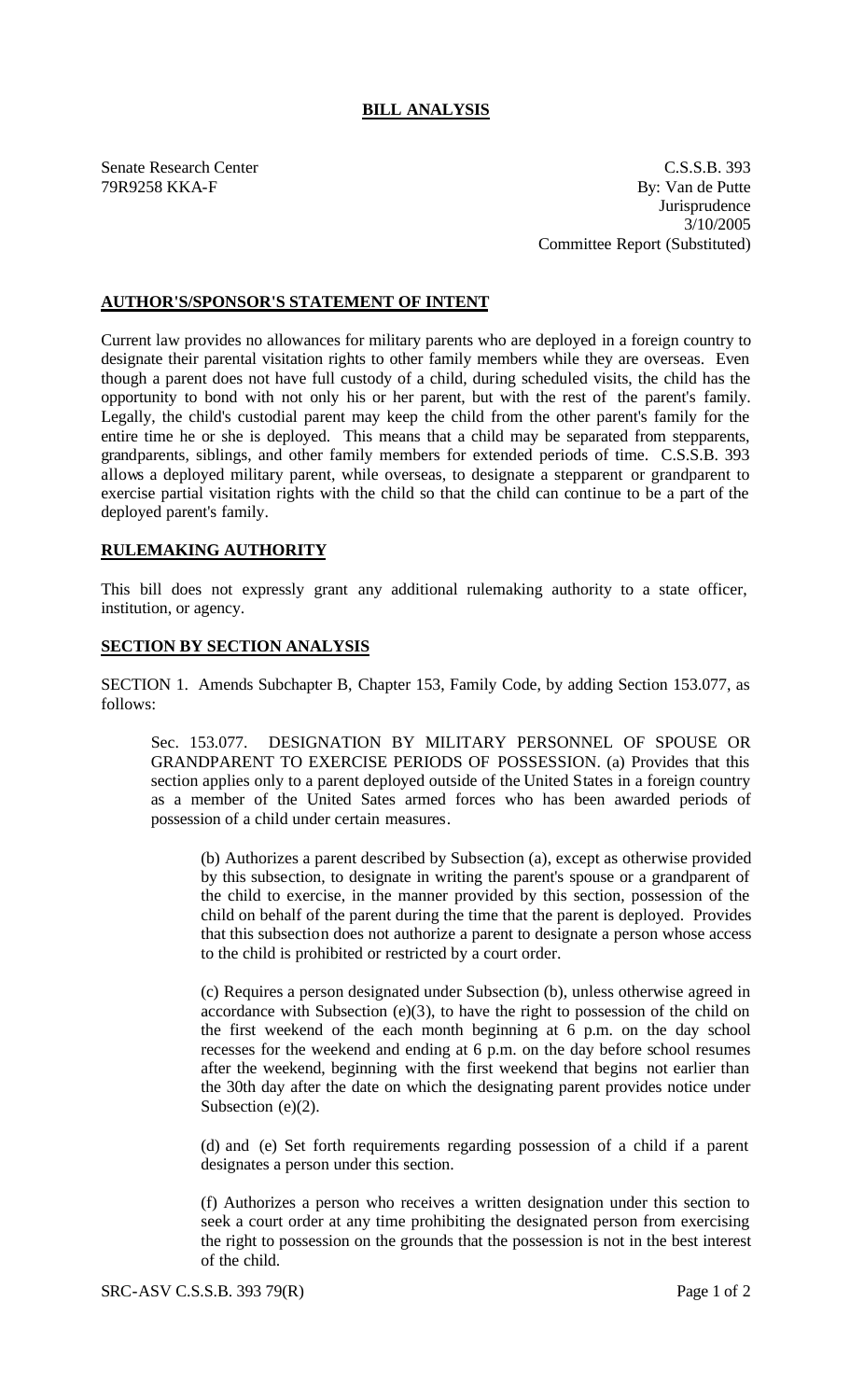## BILL ANALYSIS

Senate Research Center
79R9258 KKA-F

C.S.S.B. 393
By: Van de Putte
Jurisprudence
3/10/2005
Committee Report (Substituted)

### AUTHOR'S/SPONSOR'S STATEMENT OF INTENT

Current law provides no allowances for military parents who are deployed in a foreign country to designate their parental visitation rights to other family members while they are overseas. Even though a parent does not have full custody of a child, during scheduled visits, the child has the opportunity to bond with not only his or her parent, but with the rest of the parent's family. Legally, the child's custodial parent may keep the child from the other parent's family for the entire time he or she is deployed. This means that a child may be separated from stepparents, grandparents, siblings, and other family members for extended periods of time. C.S.S.B. 393 allows a deployed military parent, while overseas, to designate a stepparent or grandparent to exercise partial visitation rights with the child so that the child can continue to be a part of the deployed parent's family.

### RULEMAKING AUTHORITY

This bill does not expressly grant any additional rulemaking authority to a state officer, institution, or agency.

### SECTION BY SECTION ANALYSIS

SECTION 1. Amends Subchapter B, Chapter 153, Family Code, by adding Section 153.077, as follows:

Sec. 153.077. DESIGNATION BY MILITARY PERSONNEL OF SPOUSE OR GRANDPARENT TO EXERCISE PERIODS OF POSSESSION. (a) Provides that this section applies only to a parent deployed outside of the United States in a foreign country as a member of the United Sates armed forces who has been awarded periods of possession of a child under certain measures.

(b) Authorizes a parent described by Subsection (a), except as otherwise provided by this subsection, to designate in writing the parent's spouse or a grandparent of the child to exercise, in the manner provided by this section, possession of the child on behalf of the parent during the time that the parent is deployed. Provides that this subsection does not authorize a parent to designate a person whose access to the child is prohibited or restricted by a court order.

(c) Requires a person designated under Subsection (b), unless otherwise agreed in accordance with Subsection (e)(3), to have the right to possession of the child on the first weekend of the each month beginning at 6 p.m. on the day school recesses for the weekend and ending at 6 p.m. on the day before school resumes after the weekend, beginning with the first weekend that begins not earlier than the 30th day after the date on which the designating parent provides notice under Subsection (e)(2).

(d) and (e) Set forth requirements regarding possession of a child if a parent designates a person under this section.

(f) Authorizes a person who receives a written designation under this section to seek a court order at any time prohibiting the designated person from exercising the right to possession on the grounds that the possession is not in the best interest of the child.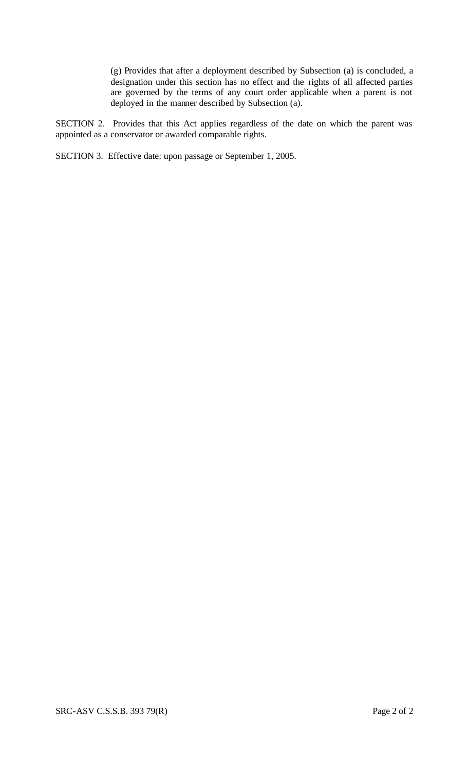(g) Provides that after a deployment described by Subsection (a) is concluded, a designation under this section has no effect and the rights of all affected parties are governed by the terms of any court order applicable when a parent is not deployed in the manner described by Subsection (a).

SECTION 2. Provides that this Act applies regardless of the date on which the parent was appointed as a conservator or awarded comparable rights.

SECTION 3. Effective date: upon passage or September 1, 2005.